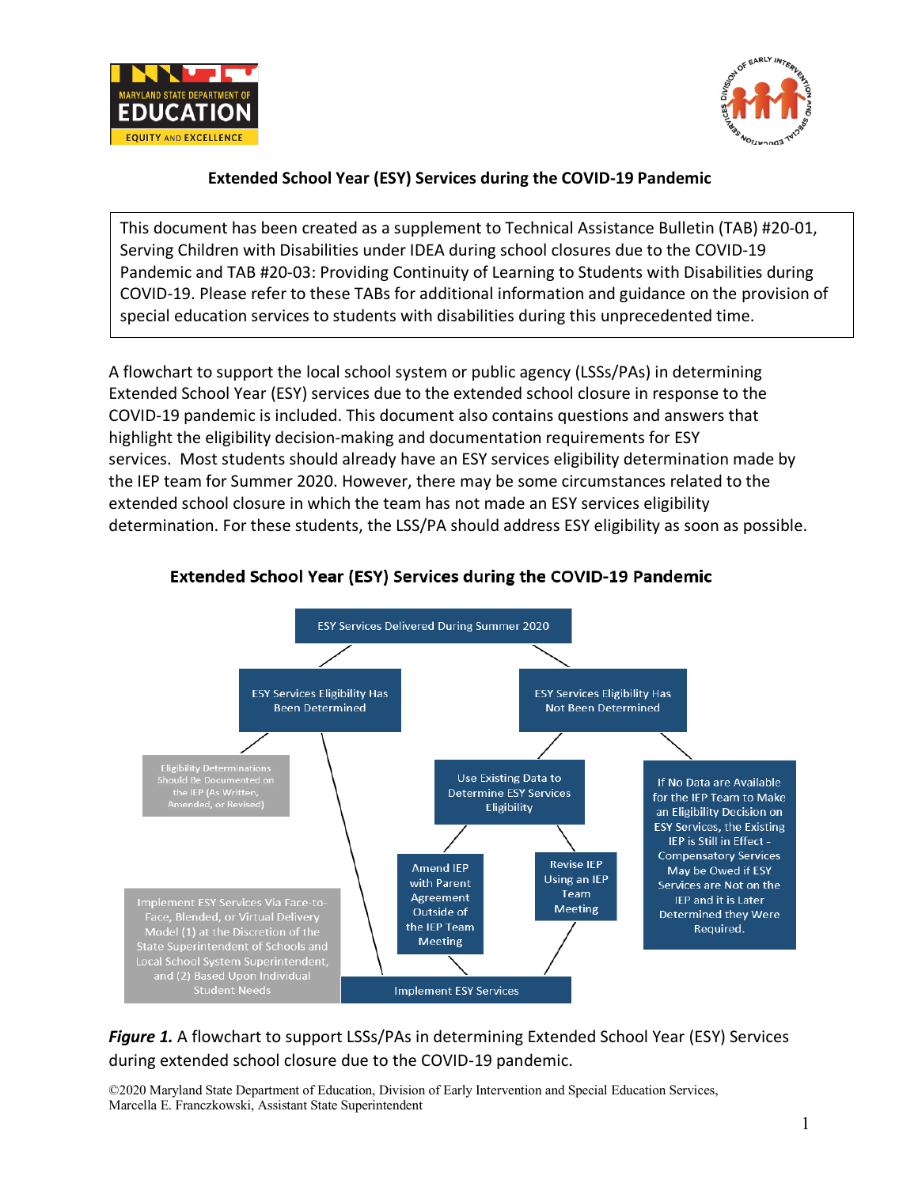# Extended School Year (ESY) Services during the COVID-19 Pandemic

> This document has been created as a supplement to Technical Assistance Bulletin (TAB) #20-01, Serving Children with Disabilities under IDEA during school closures due to the COVID-19 Pandemic and TAB #20-03: Providing Continuity of Learning to Students with Disabilities during COVID-19. Please refer to these TABs for additional information and guidance on the provision of special education services to students with disabilities during this unprecedented time.

A flowchart to support the local school system or public agency (LSSs/PAs) in determining Extended School Year (ESY) services due to the extended school closure in response to the COVID-19 pandemic is included. This document also contains questions and answers that highlight the eligibility decision-making and documentation requirements for ESY services. Most students should already have an ESY services eligibility determination made by the IEP team for Summer 2020. However, there may be some circumstances related to the extended school closure in which the team has not made an ESY services eligibility determination. For these students, the LSS/PA should address ESY eligibility as soon as possible.

## Extended School Year (ESY) Services during the COVID-19 Pandemic

- ESY Services Delivered During Summer 2020
  - ESY Services Eligibility Has Been Determined
    - Eligibility Determinations Should Be Documented on the IEP (As Written, Amended, or Revised)
    - Implement ESY Services
  - ESY Services Eligibility Has Not Been Determined
    - Use Existing Data to Determine ESY Services Eligibility
      - Amend IEP with Parent Agreement Outside of the IEP Team Meeting → Implement ESY Services
      - Revise IEP Using an IEP Team Meeting → Implement ESY Services
    - If No Data are Available for the IEP Team to Make an Eligibility Decision on ESY Services, the Existing IEP is Still in Effect - Compensatory Services May be Owed if ESY Services are Not on the IEP and it is Later Determined they Were Required.
- Implement ESY Services: Implement ESY Services Via Face-to-Face, Blended, or Virtual Delivery Model (1) at the Discretion of the State Superintendent of Schools and Local School System Superintendent, and (2) Based Upon Individual Student Needs

***Figure 1.*** A flowchart to support LSSs/PAs in determining Extended School Year (ESY) Services during extended school closure due to the COVID-19 pandemic.

©2020 Maryland State Department of Education, Division of Early Intervention and Special Education Services, Marcella E. Franczkowski, Assistant State Superintendent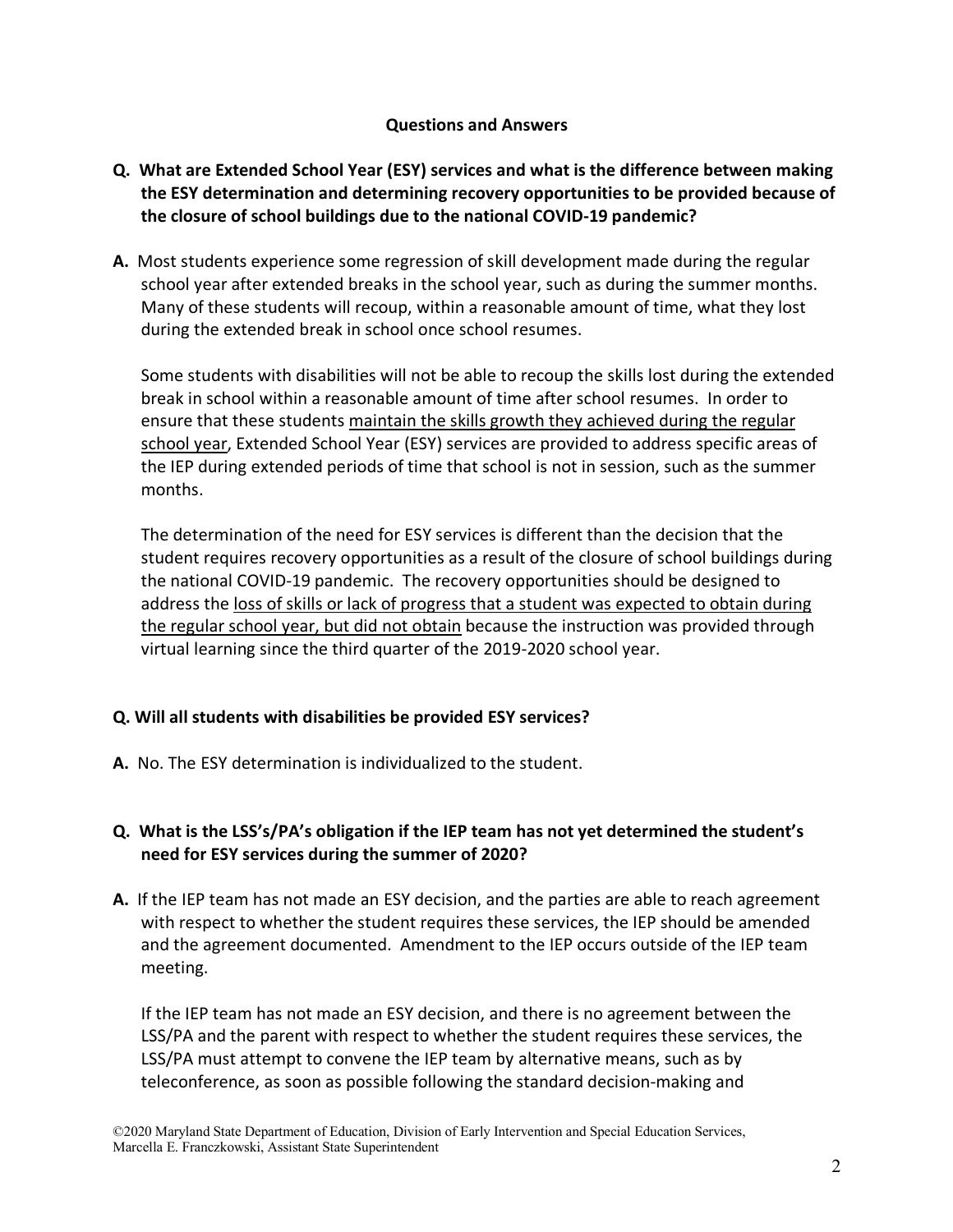## Questions and Answers

**Q. What are Extended School Year (ESY) services and what is the difference between making the ESY determination and determining recovery opportunities to be provided because of the closure of school buildings due to the national COVID-19 pandemic?**

**A.** Most students experience some regression of skill development made during the regular school year after extended breaks in the school year, such as during the summer months. Many of these students will recoup, within a reasonable amount of time, what they lost during the extended break in school once school resumes.

Some students with disabilities will not be able to recoup the skills lost during the extended break in school within a reasonable amount of time after school resumes. In order to ensure that these students <u>maintain the skills growth they achieved during the regular school year</u>, Extended School Year (ESY) services are provided to address specific areas of the IEP during extended periods of time that school is not in session, such as the summer months.

The determination of the need for ESY services is different than the decision that the student requires recovery opportunities as a result of the closure of school buildings during the national COVID-19 pandemic. The recovery opportunities should be designed to address the <u>loss of skills or lack of progress that a student was expected to obtain during the regular school year, but did not obtain</u> because the instruction was provided through virtual learning since the third quarter of the 2019-2020 school year.

**Q. Will all students with disabilities be provided ESY services?**

**A.** No. The ESY determination is individualized to the student.

**Q. What is the LSS's/PA's obligation if the IEP team has not yet determined the student's need for ESY services during the summer of 2020?**

**A.** If the IEP team has not made an ESY decision, and the parties are able to reach agreement with respect to whether the student requires these services, the IEP should be amended and the agreement documented. Amendment to the IEP occurs outside of the IEP team meeting.

If the IEP team has not made an ESY decision, and there is no agreement between the LSS/PA and the parent with respect to whether the student requires these services, the LSS/PA must attempt to convene the IEP team by alternative means, such as by teleconference, as soon as possible following the standard decision-making and

©2020 Maryland State Department of Education, Division of Early Intervention and Special Education Services, Marcella E. Franczkowski, Assistant State Superintendent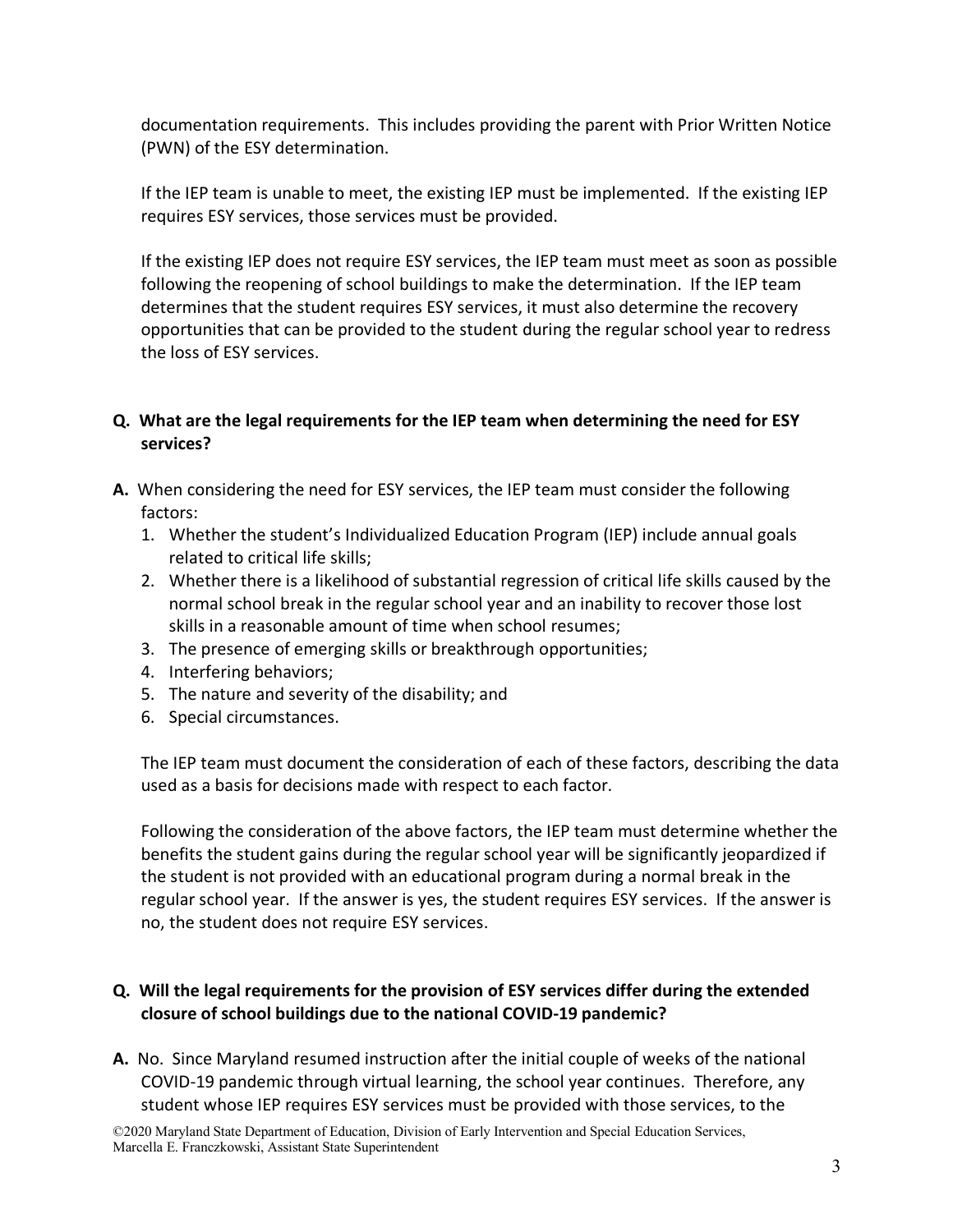documentation requirements. This includes providing the parent with Prior Written Notice (PWN) of the ESY determination.

If the IEP team is unable to meet, the existing IEP must be implemented. If the existing IEP requires ESY services, those services must be provided.

If the existing IEP does not require ESY services, the IEP team must meet as soon as possible following the reopening of school buildings to make the determination. If the IEP team determines that the student requires ESY services, it must also determine the recovery opportunities that can be provided to the student during the regular school year to redress the loss of ESY services.

**Q. What are the legal requirements for the IEP team when determining the need for ESY services?**

**A.** When considering the need for ESY services, the IEP team must consider the following factors:

1. Whether the student's Individualized Education Program (IEP) include annual goals related to critical life skills;
2. Whether there is a likelihood of substantial regression of critical life skills caused by the normal school break in the regular school year and an inability to recover those lost skills in a reasonable amount of time when school resumes;
3. The presence of emerging skills or breakthrough opportunities;
4. Interfering behaviors;
5. The nature and severity of the disability; and
6. Special circumstances.

The IEP team must document the consideration of each of these factors, describing the data used as a basis for decisions made with respect to each factor.

Following the consideration of the above factors, the IEP team must determine whether the benefits the student gains during the regular school year will be significantly jeopardized if the student is not provided with an educational program during a normal break in the regular school year. If the answer is yes, the student requires ESY services. If the answer is no, the student does not require ESY services.

**Q. Will the legal requirements for the provision of ESY services differ during the extended closure of school buildings due to the national COVID-19 pandemic?**

**A.** No. Since Maryland resumed instruction after the initial couple of weeks of the national COVID-19 pandemic through virtual learning, the school year continues. Therefore, any student whose IEP requires ESY services must be provided with those services, to the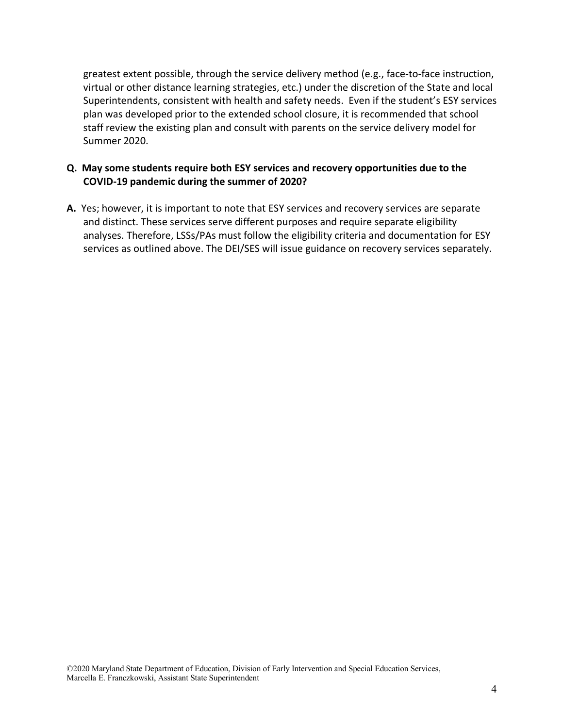greatest extent possible, through the service delivery method (e.g., face-to-face instruction, virtual or other distance learning strategies, etc.) under the discretion of the State and local Superintendents, consistent with health and safety needs. Even if the student's ESY services plan was developed prior to the extended school closure, it is recommended that school staff review the existing plan and consult with parents on the service delivery model for Summer 2020.

**Q. May some students require both ESY services and recovery opportunities due to the COVID-19 pandemic during the summer of 2020?**

**A.** Yes; however, it is important to note that ESY services and recovery services are separate and distinct. These services serve different purposes and require separate eligibility analyses. Therefore, LSSs/PAs must follow the eligibility criteria and documentation for ESY services as outlined above. The DEI/SES will issue guidance on recovery services separately.

©2020 Maryland State Department of Education, Division of Early Intervention and Special Education Services, Marcella E. Franczkowski, Assistant State Superintendent